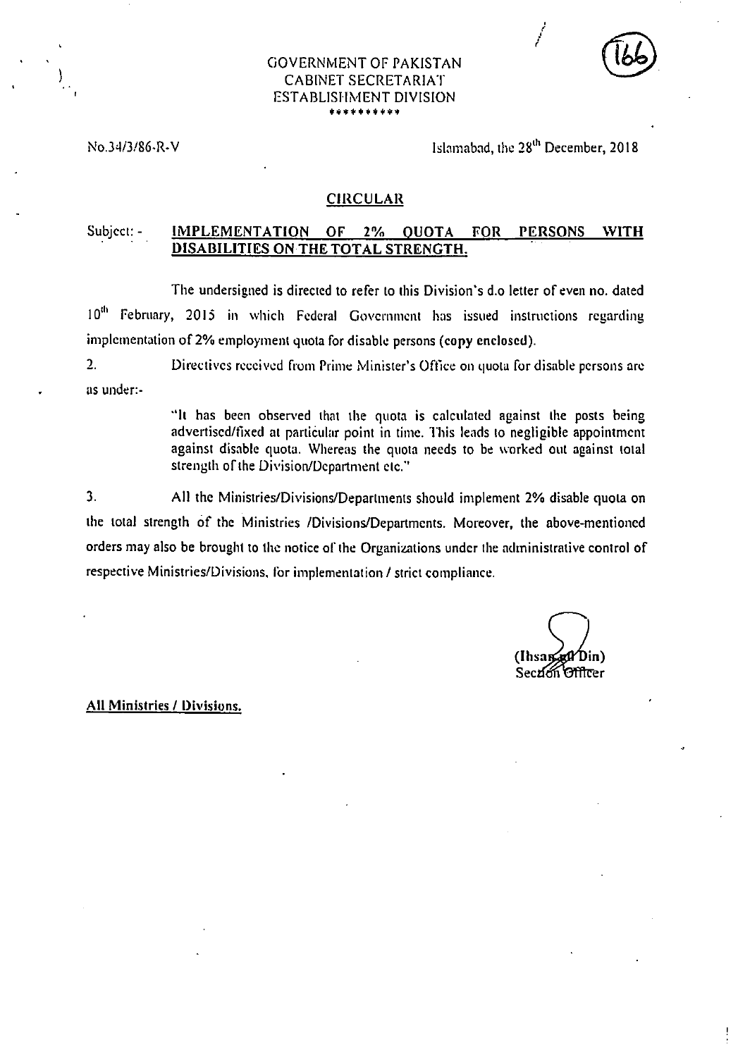GOVERNMENT OF PAKISTAN
CABINET SECRETARIAT
ESTABLISHMENT DIVISION
\*\*\*\*\*\*\*\*\*\*

No.34/3/86-R-V

Islamabad, the 28th December, 2018

## CIRCULAR

Subject: - **IMPLEMENTATION OF 2% QUOTA FOR PERSONS WITH DISABILITIES ON THE TOTAL STRENGTH.**

The undersigned is directed to refer to this Division's d.o letter of even no. dated 10th February, 2015 in which Federal Government has issued instructions regarding implementation of 2% employment quota for disable persons (copy enclosed).

2. Directives received from Prime Minister's Office on quota for disable persons are as under:-

> "It has been observed that the quota is calculated against the posts being advertised/fixed at particular point in time. This leads to negligible appointment against disable quota. Whereas the quota needs to be worked out against total strength of the Division/Department etc."

3. All the Ministries/Divisions/Departments should implement 2% disable quota on the total strength of the Ministries /Divisions/Departments. Moreover, the above-mentioned orders may also be brought to the notice of the Organizations under the administrative control of respective Ministries/Divisions, for implementation / strict compliance.

(Ihsan-ul-Din)
Section Officer

All Ministries / Divisions.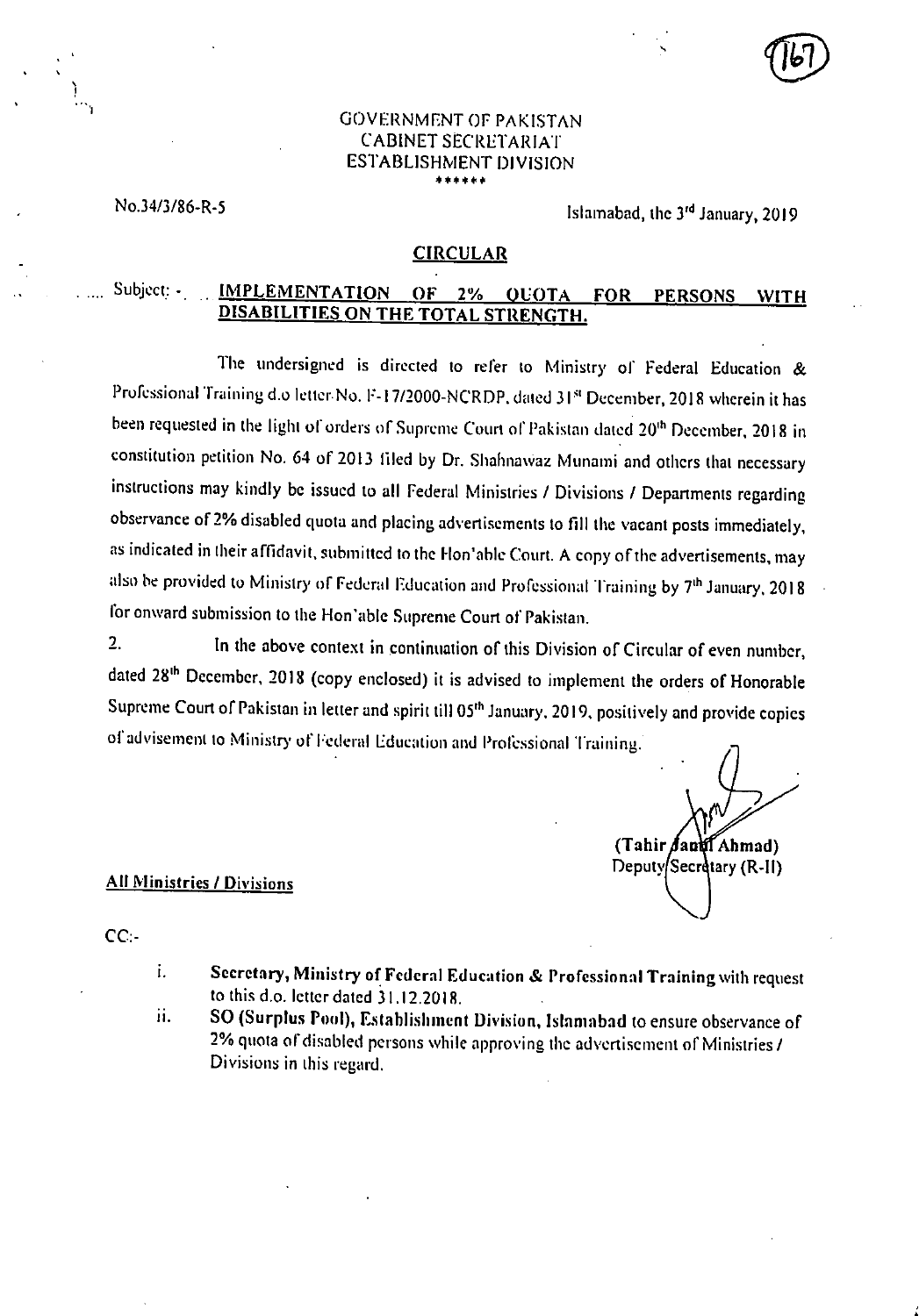GOVERNMENT OF PAKISTAN
CABINET SECRETARIAT
ESTABLISHMENT DIVISION
******

No.34/3/86-R-5

Islamabad, the 3rd January, 2019

## CIRCULAR

Subject: - **IMPLEMENTATION OF 2% QUOTA FOR PERSONS WITH DISABILITIES ON THE TOTAL STRENGTH.**

The undersigned is directed to refer to Ministry of Federal Education & Professional Training d.o letter No. F-17/2000-NCRDP, dated 31st December, 2018 wherein it has been requested in the light of orders of Supreme Court of Pakistan dated 20th December, 2018 in constitution petition No. 64 of 2013 filed by Dr. Shahnawaz Munami and others that necessary instructions may kindly be issued to all Federal Ministries / Divisions / Departments regarding observance of 2% disabled quota and placing advertisements to fill the vacant posts immediately, as indicated in their affidavit, submitted to the Hon'able Court. A copy of the advertisements, may also be provided to Ministry of Federal Education and Professional Training by 7th January, 2018 for onward submission to the Hon'able Supreme Court of Pakistan.

2. In the above context in continuation of this Division of Circular of even number, dated 28th December, 2018 (copy enclosed) it is advised to implement the orders of Honorable Supreme Court of Pakistan in letter and spirit till 05th January, 2019, positively and provide copies of advisement to Ministry of Federal Education and Professional Training.

(Tahir Jamil Ahmad)
Deputy Secretary (R-II)

**All Ministries / Divisions**

CC:-

i. **Secretary, Ministry of Federal Education & Professional Training** with request to this d.o. letter dated 31.12.2018.

ii. **SO (Surplus Pool), Establishment Division, Islamabad** to ensure observance of 2% quota of disabled persons while approving the advertisement of Ministries / Divisions in this regard.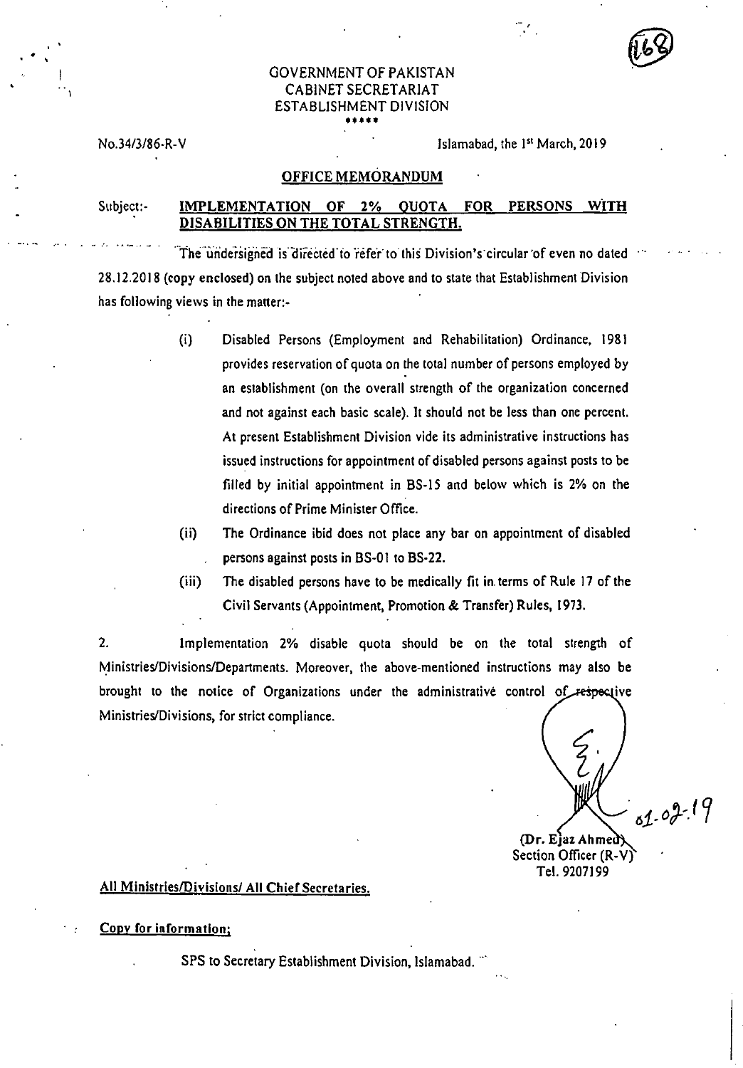GOVERNMENT OF PAKISTAN
CABINET SECRETARIAT
ESTABLISHMENT DIVISION
\*\*\*\*\*

No.34/3/86-R-V

Islamabad, the 1st March, 2019

## OFFICE MEMORANDUM

Subject:- **IMPLEMENTATION OF 2% QUOTA FOR PERSONS WITH DISABILITIES ON THE TOTAL STRENGTH.**

The undersigned is directed to refer to this Division's circular of even no dated 28.12.2018 (copy enclosed) on the subject noted above and to state that Establishment Division has following views in the matter:-

(i) Disabled Persons (Employment and Rehabilitation) Ordinance, 1981 provides reservation of quota on the total number of persons employed by an establishment (on the overall strength of the organization concerned and not against each basic scale). It should not be less than one percent. At present Establishment Division vide its administrative instructions has issued instructions for appointment of disabled persons against posts to be filled by initial appointment in BS-15 and below which is 2% on the directions of Prime Minister Office.

(ii) The Ordinance ibid does not place any bar on appointment of disabled persons against posts in BS-01 to BS-22.

(iii) The disabled persons have to be medically fit in terms of Rule 17 of the Civil Servants (Appointment, Promotion & Transfer) Rules, 1973.

2. Implementation 2% disable quota should be on the total strength of Ministries/Divisions/Departments. Moreover, the above-mentioned instructions may also be brought to the notice of Organizations under the administrative control of respective Ministries/Divisions, for strict compliance.

01-03-19

(Dr. Ejaz Ahmed)
Section Officer (R-V)
Tel. 9207199

All Ministries/Divisions/ All Chief Secretaries.

Copy for information;

SPS to Secretary Establishment Division, Islamabad.